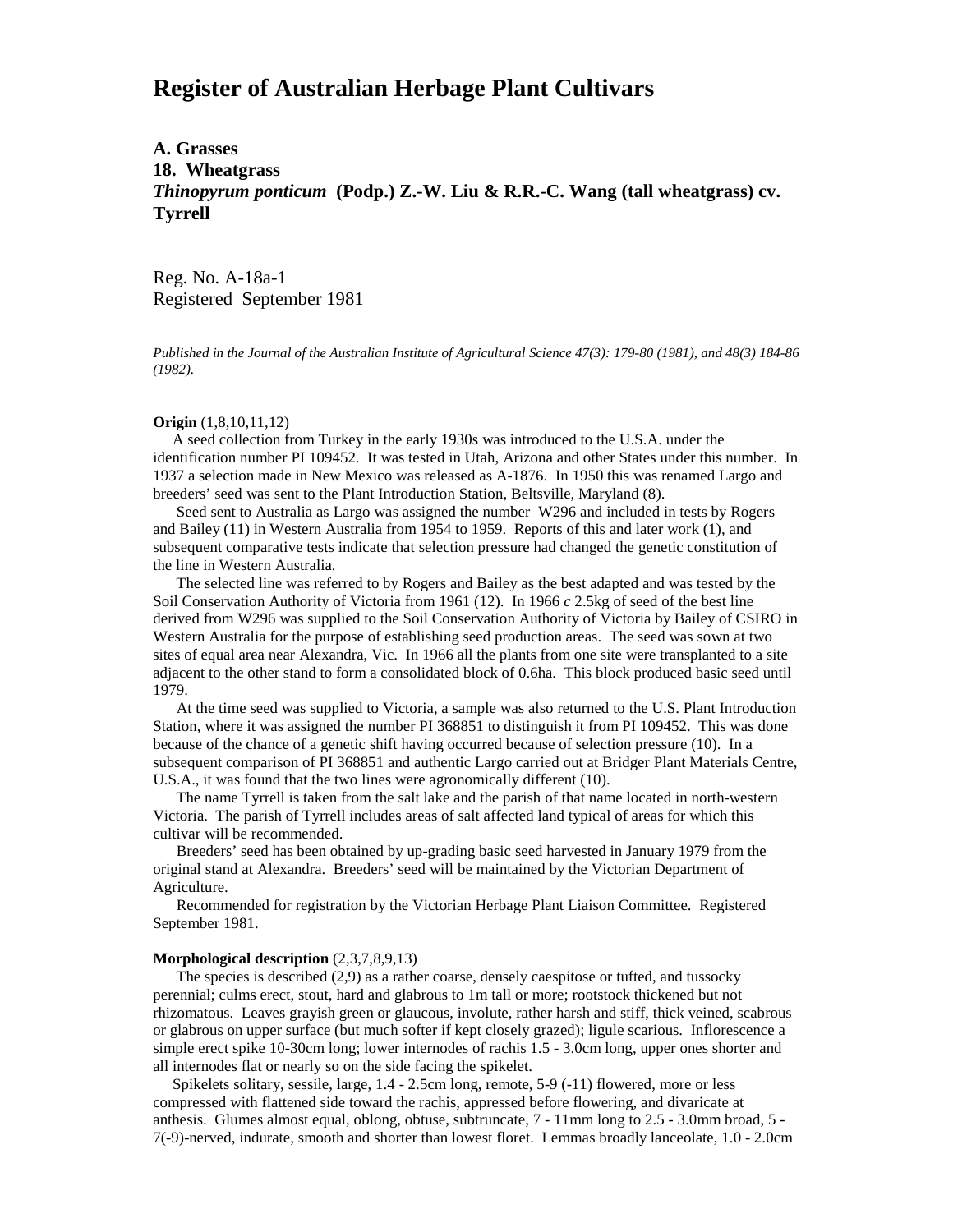# Register of Australian Herbage Plant Cultivars

**A. Grasses**
**18. Wheatgrass**
***Thinopyrum ponticum*** **(Podp.) Z.-W. Liu & R.R.-C. Wang (tall wheatgrass) cv. Tyrrell**

Reg. No. A-18a-1
Registered September 1981

*Published in the Journal of the Australian Institute of Agricultural Science 47(3): 179-80 (1981), and 48(3) 184-86 (1982).*

**Origin** (1,8,10,11,12)

A seed collection from Turkey in the early 1930s was introduced to the U.S.A. under the identification number PI 109452. It was tested in Utah, Arizona and other States under this number. In 1937 a selection made in New Mexico was released as A-1876. In 1950 this was renamed Largo and breeders' seed was sent to the Plant Introduction Station, Beltsville, Maryland (8).

Seed sent to Australia as Largo was assigned the number W296 and included in tests by Rogers and Bailey (11) in Western Australia from 1954 to 1959. Reports of this and later work (1), and subsequent comparative tests indicate that selection pressure had changed the genetic constitution of the line in Western Australia.

The selected line was referred to by Rogers and Bailey as the best adapted and was tested by the Soil Conservation Authority of Victoria from 1961 (12). In 1966 *c* 2.5kg of seed of the best line derived from W296 was supplied to the Soil Conservation Authority of Victoria by Bailey of CSIRO in Western Australia for the purpose of establishing seed production areas. The seed was sown at two sites of equal area near Alexandra, Vic. In 1966 all the plants from one site were transplanted to a site adjacent to the other stand to form a consolidated block of 0.6ha. This block produced basic seed until 1979.

At the time seed was supplied to Victoria, a sample was also returned to the U.S. Plant Introduction Station, where it was assigned the number PI 368851 to distinguish it from PI 109452. This was done because of the chance of a genetic shift having occurred because of selection pressure (10). In a subsequent comparison of PI 368851 and authentic Largo carried out at Bridger Plant Materials Centre, U.S.A., it was found that the two lines were agronomically different (10).

The name Tyrrell is taken from the salt lake and the parish of that name located in north-western Victoria. The parish of Tyrrell includes areas of salt affected land typical of areas for which this cultivar will be recommended.

Breeders' seed has been obtained by up-grading basic seed harvested in January 1979 from the original stand at Alexandra. Breeders' seed will be maintained by the Victorian Department of Agriculture.

Recommended for registration by the Victorian Herbage Plant Liaison Committee. Registered September 1981.

**Morphological description** (2,3,7,8,9,13)

The species is described (2,9) as a rather coarse, densely caespitose or tufted, and tussocky perennial; culms erect, stout, hard and glabrous to 1m tall or more; rootstock thickened but not rhizomatous. Leaves grayish green or glaucous, involute, rather harsh and stiff, thick veined, scabrous or glabrous on upper surface (but much softer if kept closely grazed); ligule scarious. Inflorescence a simple erect spike 10-30cm long; lower internodes of rachis 1.5 - 3.0cm long, upper ones shorter and all internodes flat or nearly so on the side facing the spikelet.

Spikelets solitary, sessile, large, 1.4 - 2.5cm long, remote, 5-9 (-11) flowered, more or less compressed with flattened side toward the rachis, appressed before flowering, and divaricate at anthesis. Glumes almost equal, oblong, obtuse, subtruncate, 7 - 11mm long to 2.5 - 3.0mm broad, 5 - 7(-9)-nerved, indurate, smooth and shorter than lowest floret. Lemmas broadly lanceolate, 1.0 - 2.0cm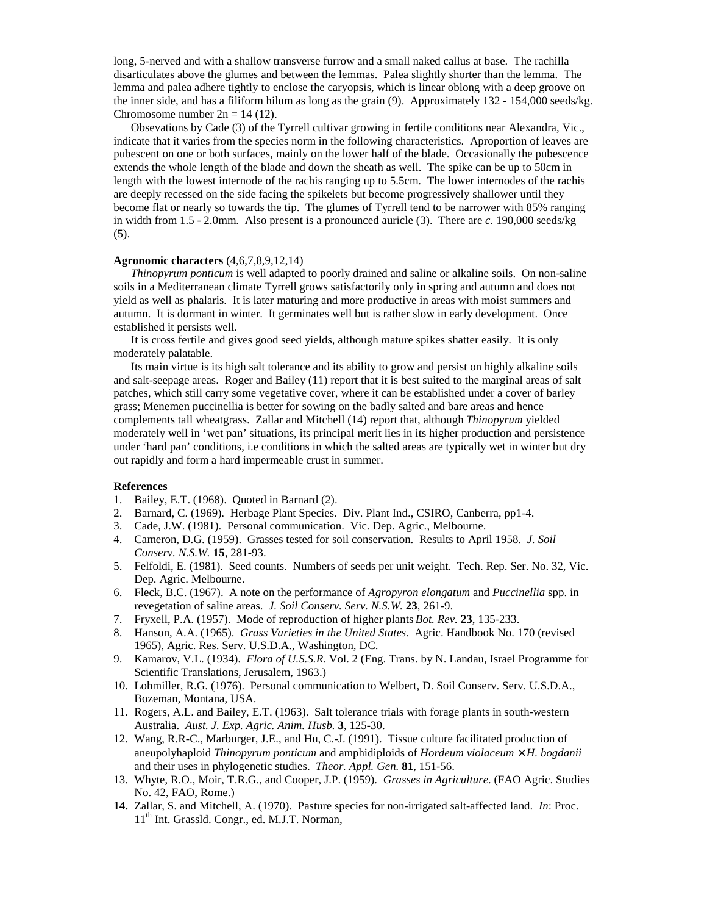long, 5-nerved and with a shallow transverse furrow and a small naked callus at base. The rachilla disarticulates above the glumes and between the lemmas. Palea slightly shorter than the lemma. The lemma and palea adhere tightly to enclose the caryopsis, which is linear oblong with a deep groove on the inner side, and has a filiform hilum as long as the grain (9). Approximately 132 - 154,000 seeds/kg. Chromosome number $2n = 14$ (12).

Obsevations by Cade (3) of the Tyrrell cultivar growing in fertile conditions near Alexandra, Vic., indicate that it varies from the species norm in the following characteristics. Aproportion of leaves are pubescent on one or both surfaces, mainly on the lower half of the blade. Occasionally the pubescence extends the whole length of the blade and down the sheath as well. The spike can be up to 50cm in length with the lowest internode of the rachis ranging up to 5.5cm. The lower internodes of the rachis are deeply recessed on the side facing the spikelets but become progressively shallower until they become flat or nearly so towards the tip. The glumes of Tyrrell tend to be narrower with 85% ranging in width from 1.5 - 2.0mm. Also present is a pronounced auricle (3). There are *c.* 190,000 seeds/kg (5).

**Agronomic characters** (4,6,7,8,9,12,14)

*Thinopyrum ponticum* is well adapted to poorly drained and saline or alkaline soils. On non-saline soils in a Mediterranean climate Tyrrell grows satisfactorily only in spring and autumn and does not yield as well as phalaris. It is later maturing and more productive in areas with moist summers and autumn. It is dormant in winter. It germinates well but is rather slow in early development. Once established it persists well.

It is cross fertile and gives good seed yields, although mature spikes shatter easily. It is only moderately palatable.

Its main virtue is its high salt tolerance and its ability to grow and persist on highly alkaline soils and salt-seepage areas. Roger and Bailey (11) report that it is best suited to the marginal areas of salt patches, which still carry some vegetative cover, where it can be established under a cover of barley grass; Menemen puccinellia is better for sowing on the badly salted and bare areas and hence complements tall wheatgrass. Zallar and Mitchell (14) report that, although *Thinopyrum* yielded moderately well in 'wet pan' situations, its principal merit lies in its higher production and persistence under 'hard pan' conditions, i.e conditions in which the salted areas are typically wet in winter but dry out rapidly and form a hard impermeable crust in summer.

**References**

1. Bailey, E.T. (1968). Quoted in Barnard (2).
2. Barnard, C. (1969). Herbage Plant Species. Div. Plant Ind., CSIRO, Canberra, pp1-4.
3. Cade, J.W. (1981). Personal communication. Vic. Dep. Agric., Melbourne.
4. Cameron, D.G. (1959). Grasses tested for soil conservation. Results to April 1958. *J. Soil Conserv. N.S.W.* **15**, 281-93.
5. Felfoldi, E. (1981). Seed counts. Numbers of seeds per unit weight. Tech. Rep. Ser. No. 32, Vic. Dep. Agric. Melbourne.
6. Fleck, B.C. (1967). A note on the performance of *Agropyron elongatum* and *Puccinellia* spp. in revegetation of saline areas. *J. Soil Conserv. Serv. N.S.W.* **23**, 261-9.
7. Fryxell, P.A. (1957). Mode of reproduction of higher plants *Bot. Rev.* **23**, 135-233.
8. Hanson, A.A. (1965). *Grass Varieties in the United States.* Agric. Handbook No. 170 (revised 1965), Agric. Res. Serv. U.S.D.A., Washington, DC.
9. Kamarov, V.L. (1934). *Flora of U.S.S.R.* Vol. 2 (Eng. Trans. by N. Landau, Israel Programme for Scientific Translations, Jerusalem, 1963.)
10. Lohmiller, R.G. (1976). Personal communication to Welbert, D. Soil Conserv. Serv. U.S.D.A., Bozeman, Montana, USA.
11. Rogers, A.L. and Bailey, E.T. (1963). Salt tolerance trials with forage plants in south-western Australia. *Aust. J. Exp. Agric. Anim. Husb.* **3**, 125-30.
12. Wang, R.R-C., Marburger, J.E., and Hu, C.-J. (1991). Tissue culture facilitated production of aneupolyhaploid *Thinopyrum ponticum* and amphidiploids of *Hordeum violaceum* × *H. bogdanii* and their uses in phylogenetic studies. *Theor. Appl. Gen.* **81**, 151-56.
13. Whyte, R.O., Moir, T.R.G., and Cooper, J.P. (1959). *Grasses in Agriculture.* (FAO Agric. Studies No. 42, FAO, Rome.)
14. Zallar, S. and Mitchell, A. (1970). Pasture species for non-irrigated salt-affected land. *In*: Proc. 11th Int. Grassld. Congr., ed. M.J.T. Norman,